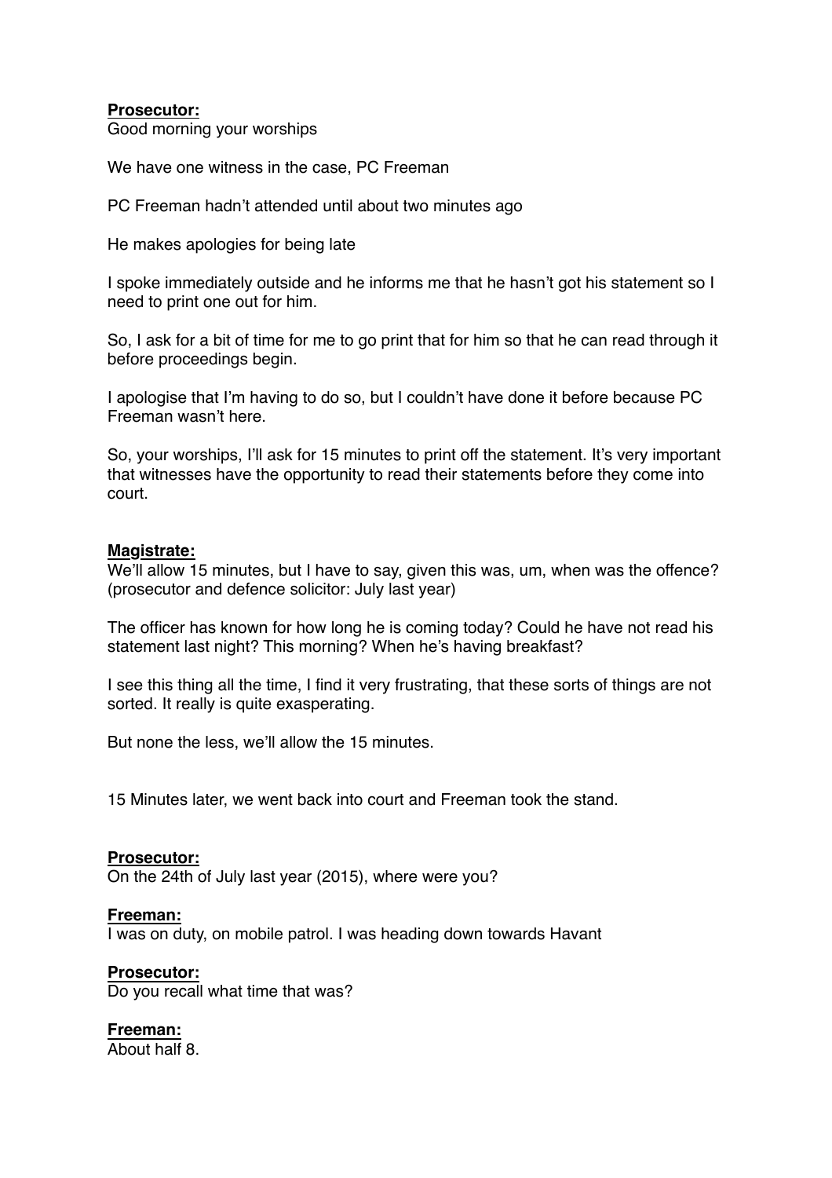**Prosecutor:**
Good morning your worships

We have one witness in the case, PC Freeman

PC Freeman hadn't attended until about two minutes ago

He makes apologies for being late

I spoke immediately outside and he informs me that he hasn't got his statement so I need to print one out for him.

So, I ask for a bit of time for me to go print that for him so that he can read through it before proceedings begin.

I apologise that I'm having to do so, but I couldn't have done it before because PC Freeman wasn't here.

So, your worships, I'll ask for 15 minutes to print off the statement. It's very important that witnesses have the opportunity to read their statements before they come into court.

**Magistrate:**
We'll allow 15 minutes, but I have to say, given this was, um, when was the offence? (prosecutor and defence solicitor: July last year)

The officer has known for how long he is coming today? Could he have not read his statement last night? This morning? When he's having breakfast?

I see this thing all the time, I find it very frustrating, that these sorts of things are not sorted. It really is quite exasperating.

But none the less, we'll allow the 15 minutes.

15 Minutes later, we went back into court and Freeman took the stand.

**Prosecutor:**
On the 24th of July last year (2015), where were you?

**Freeman:**
I was on duty, on mobile patrol. I was heading down towards Havant

**Prosecutor:**
Do you recall what time that was?

**Freeman:**
About half 8.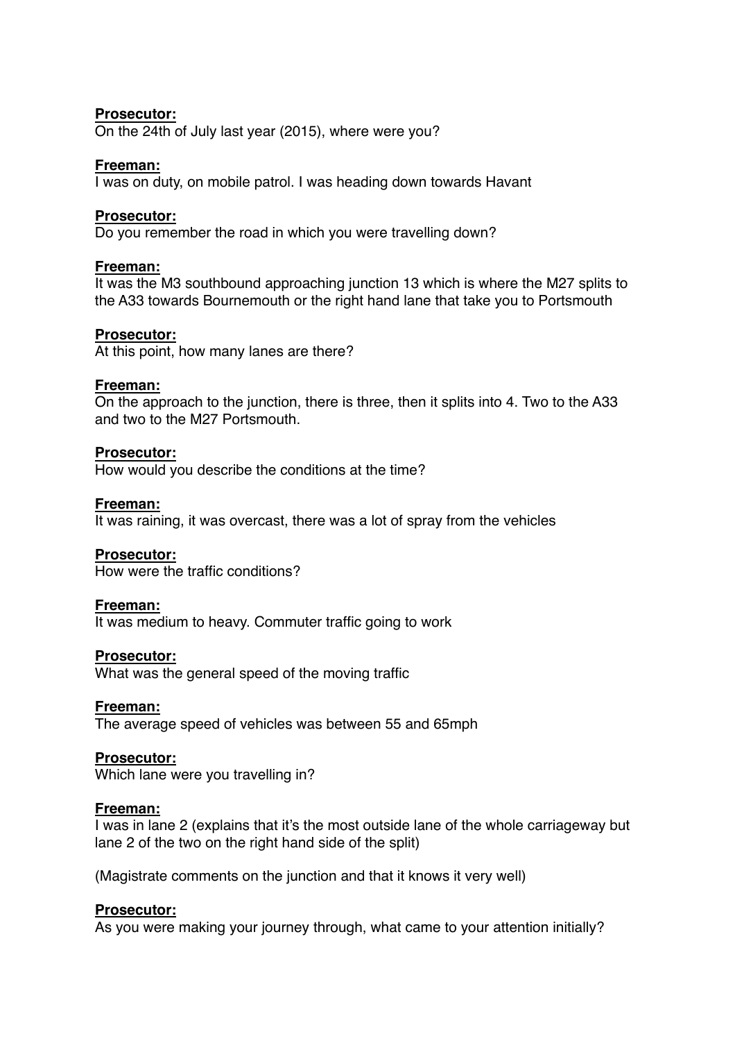**Prosecutor:**
On the 24th of July last year (2015), where were you?

**Freeman:**
I was on duty, on mobile patrol. I was heading down towards Havant

**Prosecutor:**
Do you remember the road in which you were travelling down?

**Freeman:**
It was the M3 southbound approaching junction 13 which is where the M27 splits to the A33 towards Bournemouth or the right hand lane that take you to Portsmouth

**Prosecutor:**
At this point, how many lanes are there?

**Freeman:**
On the approach to the junction, there is three, then it splits into 4. Two to the A33 and two to the M27 Portsmouth.

**Prosecutor:**
How would you describe the conditions at the time?

**Freeman:**
It was raining, it was overcast, there was a lot of spray from the vehicles

**Prosecutor:**
How were the traffic conditions?

**Freeman:**
It was medium to heavy. Commuter traffic going to work

**Prosecutor:**
What was the general speed of the moving traffic

**Freeman:**
The average speed of vehicles was between 55 and 65mph

**Prosecutor:**
Which lane were you travelling in?

**Freeman:**
I was in lane 2 (explains that it's the most outside lane of the whole carriageway but lane 2 of the two on the right hand side of the split)

(Magistrate comments on the junction and that it knows it very well)

**Prosecutor:**
As you were making your journey through, what came to your attention initially?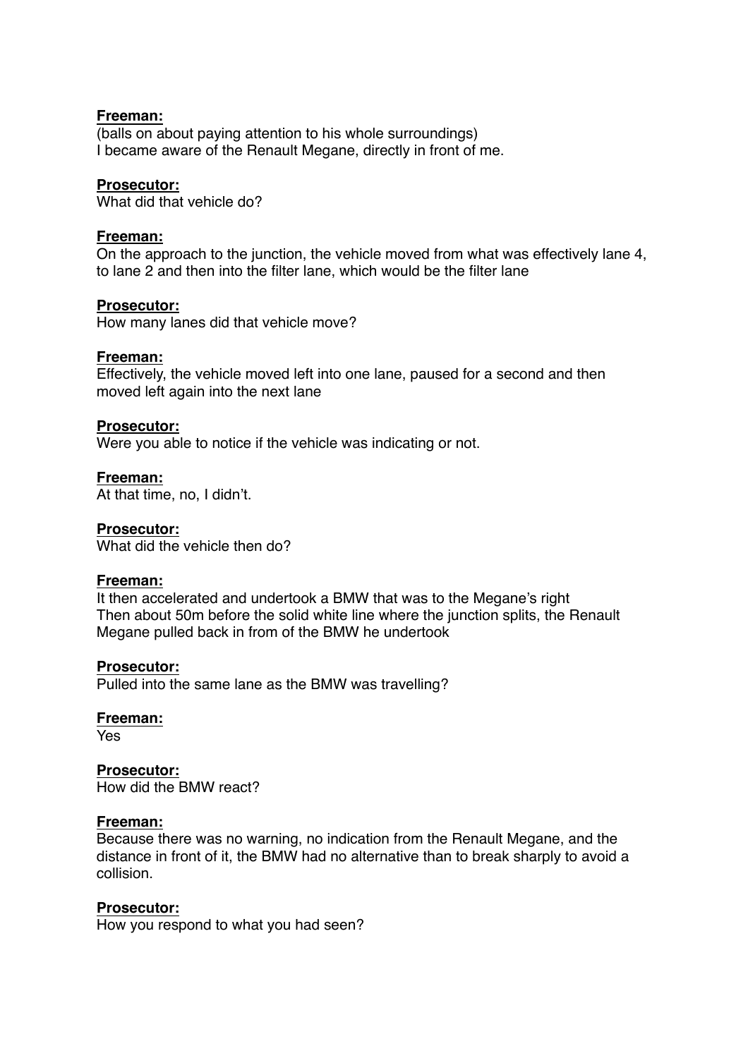**Freeman:**
(balls on about paying attention to his whole surroundings)
I became aware of the Renault Megane, directly in front of me.

**Prosecutor:**
What did that vehicle do?

**Freeman:**
On the approach to the junction, the vehicle moved from what was effectively lane 4, to lane 2 and then into the filter lane, which would be the filter lane

**Prosecutor:**
How many lanes did that vehicle move?

**Freeman:**
Effectively, the vehicle moved left into one lane, paused for a second and then moved left again into the next lane

**Prosecutor:**
Were you able to notice if the vehicle was indicating or not.

**Freeman:**
At that time, no, I didn't.

**Prosecutor:**
What did the vehicle then do?

**Freeman:**
It then accelerated and undertook a BMW that was to the Megane's right
Then about 50m before the solid white line where the junction splits, the Renault Megane pulled back in from of the BMW he undertook

**Prosecutor:**
Pulled into the same lane as the BMW was travelling?

**Freeman:**
Yes

**Prosecutor:**
How did the BMW react?

**Freeman:**
Because there was no warning, no indication from the Renault Megane, and the distance in front of it, the BMW had no alternative than to break sharply to avoid a collision.

**Prosecutor:**
How you respond to what you had seen?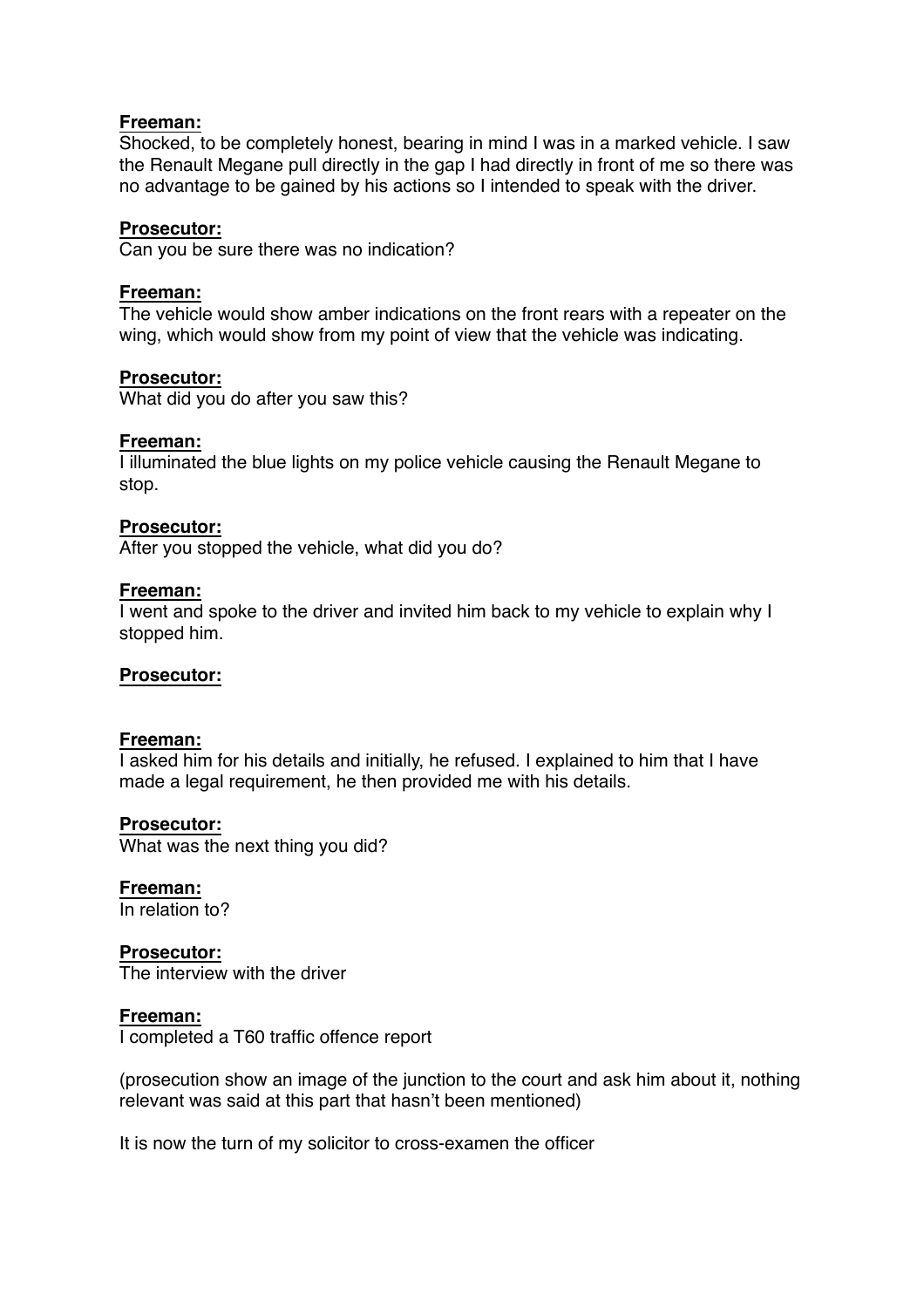**Freeman:**
Shocked, to be completely honest, bearing in mind I was in a marked vehicle. I saw the Renault Megane pull directly in the gap I had directly in front of me so there was no advantage to be gained by his actions so I intended to speak with the driver.

**Prosecutor:**
Can you be sure there was no indication?

**Freeman:**
The vehicle would show amber indications on the front rears with a repeater on the wing, which would show from my point of view that the vehicle was indicating.

**Prosecutor:**
What did you do after you saw this?

**Freeman:**
I illuminated the blue lights on my police vehicle causing the Renault Megane to stop.

**Prosecutor:**
After you stopped the vehicle, what did you do?

**Freeman:**
I went and spoke to the driver and invited him back to my vehicle to explain why I stopped him.

**Prosecutor:**

**Freeman:**
I asked him for his details and initially, he refused. I explained to him that I have made a legal requirement, he then provided me with his details.

**Prosecutor:**
What was the next thing you did?

**Freeman:**
In relation to?

**Prosecutor:**
The interview with the driver

**Freeman:**
I completed a T60 traffic offence report

(prosecution show an image of the junction to the court and ask him about it, nothing relevant was said at this part that hasn't been mentioned)

It is now the turn of my solicitor to cross-examen the officer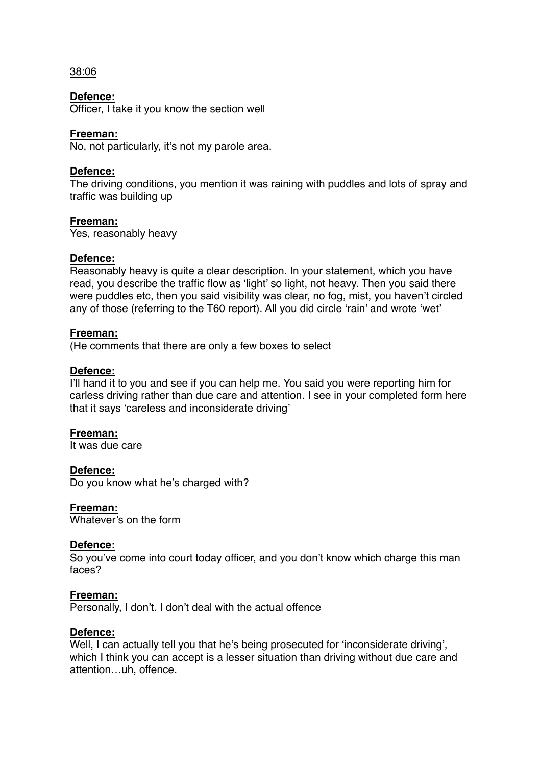38:06

**Defence:**
Officer, I take it you know the section well

**Freeman:**
No, not particularly, it's not my parole area.

**Defence:**
The driving conditions, you mention it was raining with puddles and lots of spray and traffic was building up

**Freeman:**
Yes, reasonably heavy

**Defence:**
Reasonably heavy is quite a clear description. In your statement, which you have read, you describe the traffic flow as 'light' so light, not heavy. Then you said there were puddles etc, then you said visibility was clear, no fog, mist, you haven't circled any of those (referring to the T60 report). All you did circle 'rain' and wrote 'wet'

**Freeman:**
(He comments that there are only a few boxes to select

**Defence:**
I'll hand it to you and see if you can help me. You said you were reporting him for carless driving rather than due care and attention. I see in your completed form here that it says 'careless and inconsiderate driving'

**Freeman:**
It was due care

**Defence:**
Do you know what he's charged with?

**Freeman:**
Whatever's on the form

**Defence:**
So you've come into court today officer, and you don't know which charge this man faces?

**Freeman:**
Personally, I don't. I don't deal with the actual offence

**Defence:**
Well, I can actually tell you that he's being prosecuted for 'inconsiderate driving', which I think you can accept is a lesser situation than driving without due care and attention…uh, offence.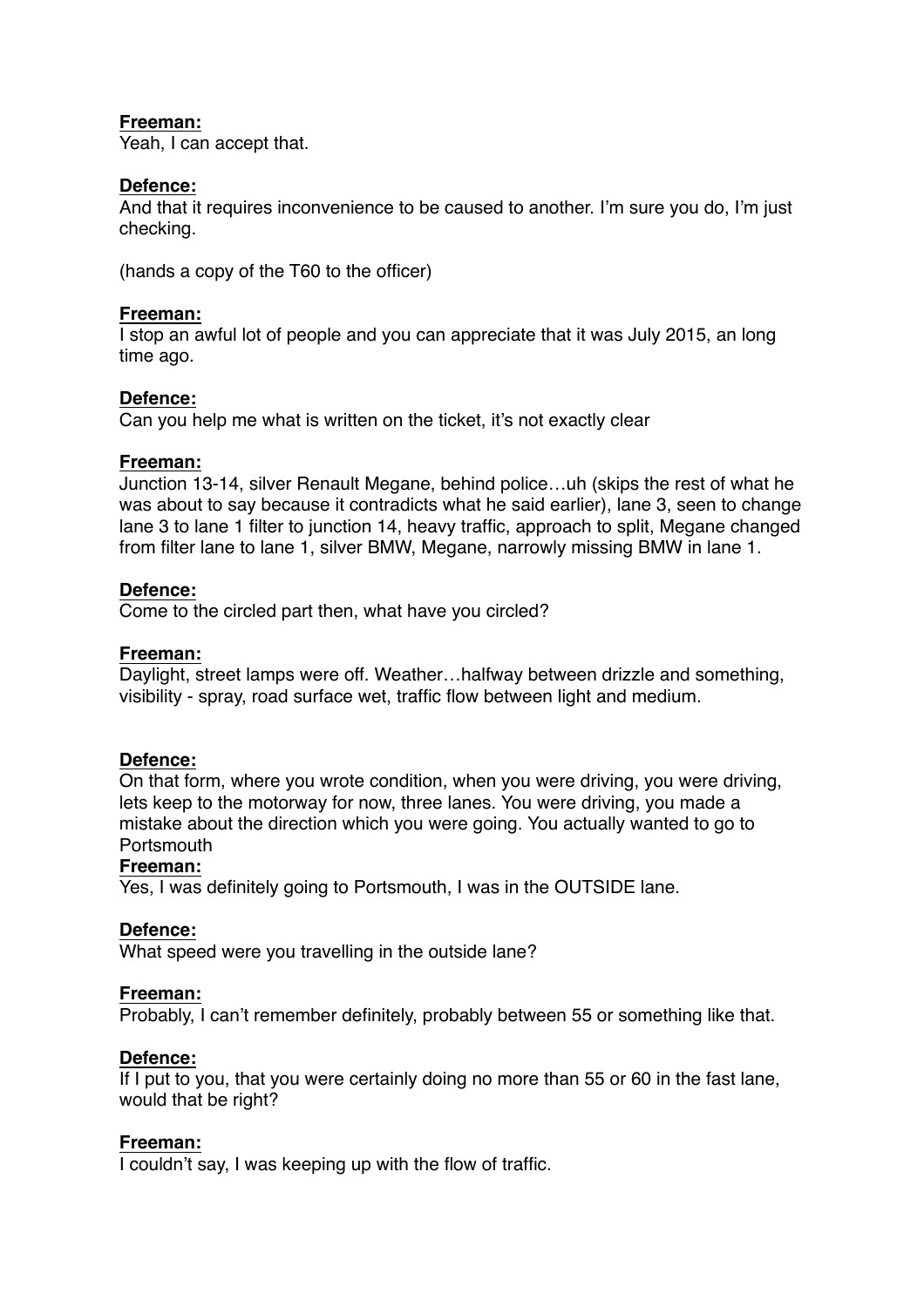**Freeman:**
Yeah, I can accept that.

**Defence:**
And that it requires inconvenience to be caused to another. I'm sure you do, I'm just checking.

(hands a copy of the T60 to the officer)

**Freeman:**
I stop an awful lot of people and you can appreciate that it was July 2015, an long time ago.

**Defence:**
Can you help me what is written on the ticket, it's not exactly clear

**Freeman:**
Junction 13-14, silver Renault Megane, behind police…uh (skips the rest of what he was about to say because it contradicts what he said earlier), lane 3, seen to change lane 3 to lane 1 filter to junction 14, heavy traffic, approach to split, Megane changed from filter lane to lane 1, silver BMW, Megane, narrowly missing BMW in lane 1.

**Defence:**
Come to the circled part then, what have you circled?

**Freeman:**
Daylight, street lamps were off. Weather…halfway between drizzle and something, visibility - spray, road surface wet, traffic flow between light and medium.

**Defence:**
On that form, where you wrote condition, when you were driving, you were driving, lets keep to the motorway for now, three lanes. You were driving, you made a mistake about the direction which you were going. You actually wanted to go to Portsmouth

**Freeman:**
Yes, I was definitely going to Portsmouth, I was in the OUTSIDE lane.

**Defence:**
What speed were you travelling in the outside lane?

**Freeman:**
Probably, I can't remember definitely, probably between 55 or something like that.

**Defence:**
If I put to you, that you were certainly doing no more than 55 or 60 in the fast lane, would that be right?

**Freeman:**
I couldn't say, I was keeping up with the flow of traffic.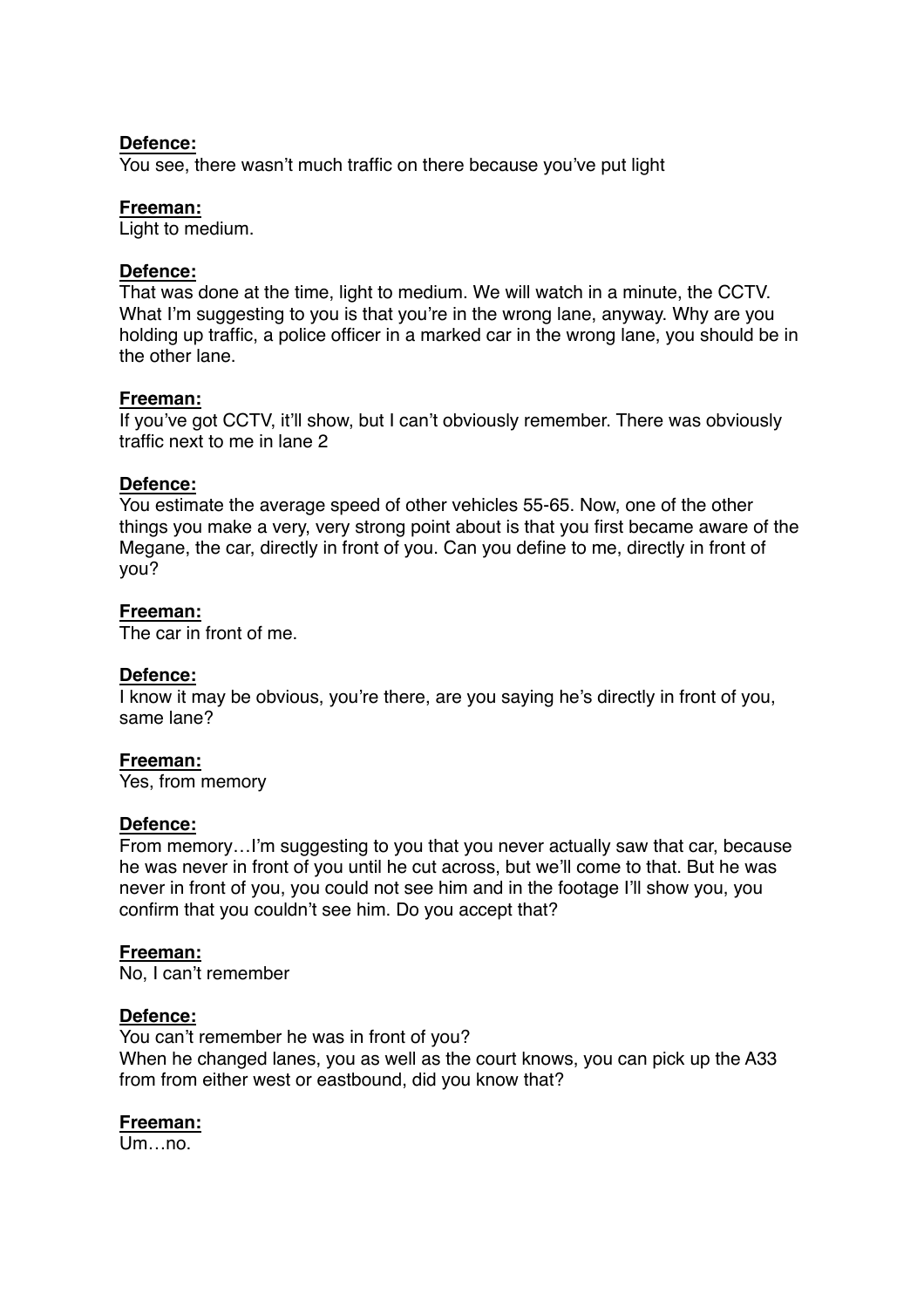**Defence:**
You see, there wasn't much traffic on there because you've put light

**Freeman:**
Light to medium.

**Defence:**
That was done at the time, light to medium. We will watch in a minute, the CCTV. What I'm suggesting to you is that you're in the wrong lane, anyway. Why are you holding up traffic, a police officer in a marked car in the wrong lane, you should be in the other lane.

**Freeman:**
If you've got CCTV, it'll show, but I can't obviously remember. There was obviously traffic next to me in lane 2

**Defence:**
You estimate the average speed of other vehicles 55-65. Now, one of the other things you make a very, very strong point about is that you first became aware of the Megane, the car, directly in front of you. Can you define to me, directly in front of you?

**Freeman:**
The car in front of me.

**Defence:**
I know it may be obvious, you're there, are you saying he's directly in front of you, same lane?

**Freeman:**
Yes, from memory

**Defence:**
From memory…I'm suggesting to you that you never actually saw that car, because he was never in front of you until he cut across, but we'll come to that. But he was never in front of you, you could not see him and in the footage I'll show you, you confirm that you couldn't see him. Do you accept that?

**Freeman:**
No, I can't remember

**Defence:**
You can't remember he was in front of you?
When he changed lanes, you as well as the court knows, you can pick up the A33 from from either west or eastbound, did you know that?

**Freeman:**
Um…no.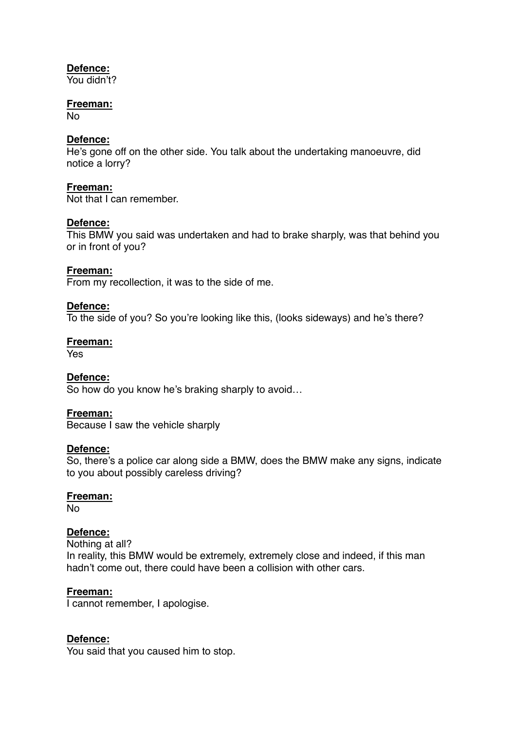**Defence:**
You didn't?

**Freeman:**
No

**Defence:**
He's gone off on the other side. You talk about the undertaking manoeuvre, did notice a lorry?

**Freeman:**
Not that I can remember.

**Defence:**
This BMW you said was undertaken and had to brake sharply, was that behind you or in front of you?

**Freeman:**
From my recollection, it was to the side of me.

**Defence:**
To the side of you? So you're looking like this, (looks sideways) and he's there?

**Freeman:**
Yes

**Defence:**
So how do you know he's braking sharply to avoid…

**Freeman:**
Because I saw the vehicle sharply

**Defence:**
So, there's a police car along side a BMW, does the BMW make any signs, indicate to you about possibly careless driving?

**Freeman:**
No

**Defence:**
Nothing at all?
In reality, this BMW would be extremely, extremely close and indeed, if this man hadn't come out, there could have been a collision with other cars.

**Freeman:**
I cannot remember, I apologise.

**Defence:**
You said that you caused him to stop.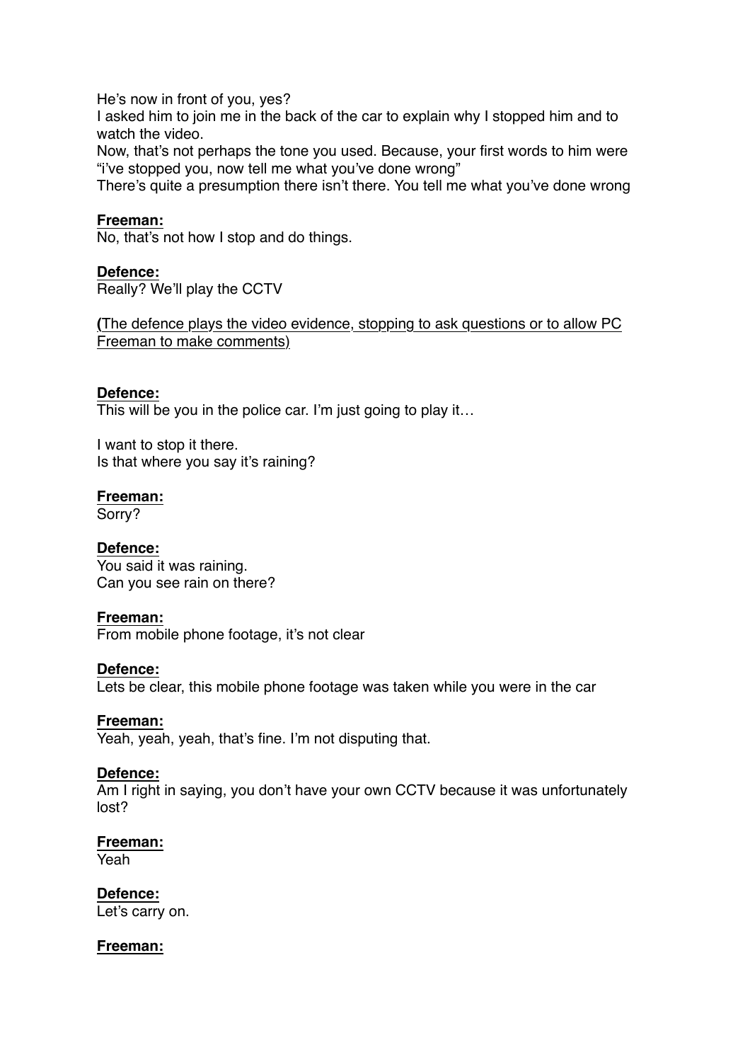He's now in front of you, yes?
I asked him to join me in the back of the car to explain why I stopped him and to watch the video.
Now, that's not perhaps the tone you used. Because, your first words to him were "i've stopped you, now tell me what you've done wrong"
There's quite a presumption there isn't there. You tell me what you've done wrong

<u>**Freeman:**</u>
No, that's not how I stop and do things.

<u>**Defence:**</u>
Really? We'll play the CCTV

<u>(The defence plays the video evidence, stopping to ask questions or to allow PC Freeman to make comments)</u>

<u>**Defence:**</u>
This will be you in the police car. I'm just going to play it…

I want to stop it there.
Is that where you say it's raining?

<u>**Freeman:**</u>
Sorry?

<u>**Defence:**</u>
You said it was raining.
Can you see rain on there?

<u>**Freeman:**</u>
From mobile phone footage, it's not clear

<u>**Defence:**</u>
Lets be clear, this mobile phone footage was taken while you were in the car

<u>**Freeman:**</u>
Yeah, yeah, yeah, that's fine. I'm not disputing that.

<u>**Defence:**</u>
Am I right in saying, you don't have your own CCTV because it was unfortunately lost?

<u>**Freeman:**</u>
Yeah

<u>**Defence:**</u>
Let's carry on.

<u>**Freeman:**</u>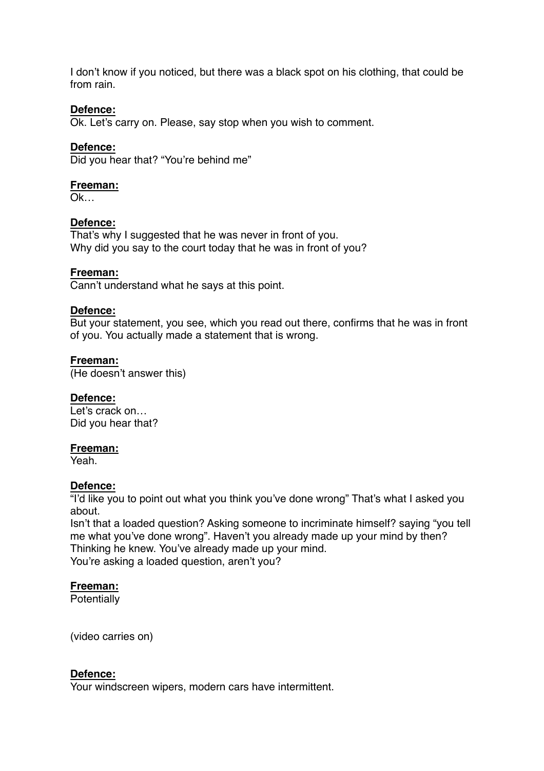I don't know if you noticed, but there was a black spot on his clothing, that could be from rain.

**Defence:**
Ok. Let's carry on. Please, say stop when you wish to comment.

**Defence:**
Did you hear that? "You're behind me"

**Freeman:**
Ok…

**Defence:**
That's why I suggested that he was never in front of you.
Why did you say to the court today that he was in front of you?

**Freeman:**
Cann't understand what he says at this point.

**Defence:**
But your statement, you see, which you read out there, confirms that he was in front of you. You actually made a statement that is wrong.

**Freeman:**
(He doesn't answer this)

**Defence:**
Let's crack on…
Did you hear that?

**Freeman:**
Yeah.

**Defence:**
"I'd like you to point out what you think you've done wrong" That's what I asked you about.
Isn't that a loaded question? Asking someone to incriminate himself? saying "you tell me what you've done wrong". Haven't you already made up your mind by then? Thinking he knew. You've already made up your mind.
You're asking a loaded question, aren't you?

**Freeman:**
Potentially

(video carries on)

**Defence:**
Your windscreen wipers, modern cars have intermittent.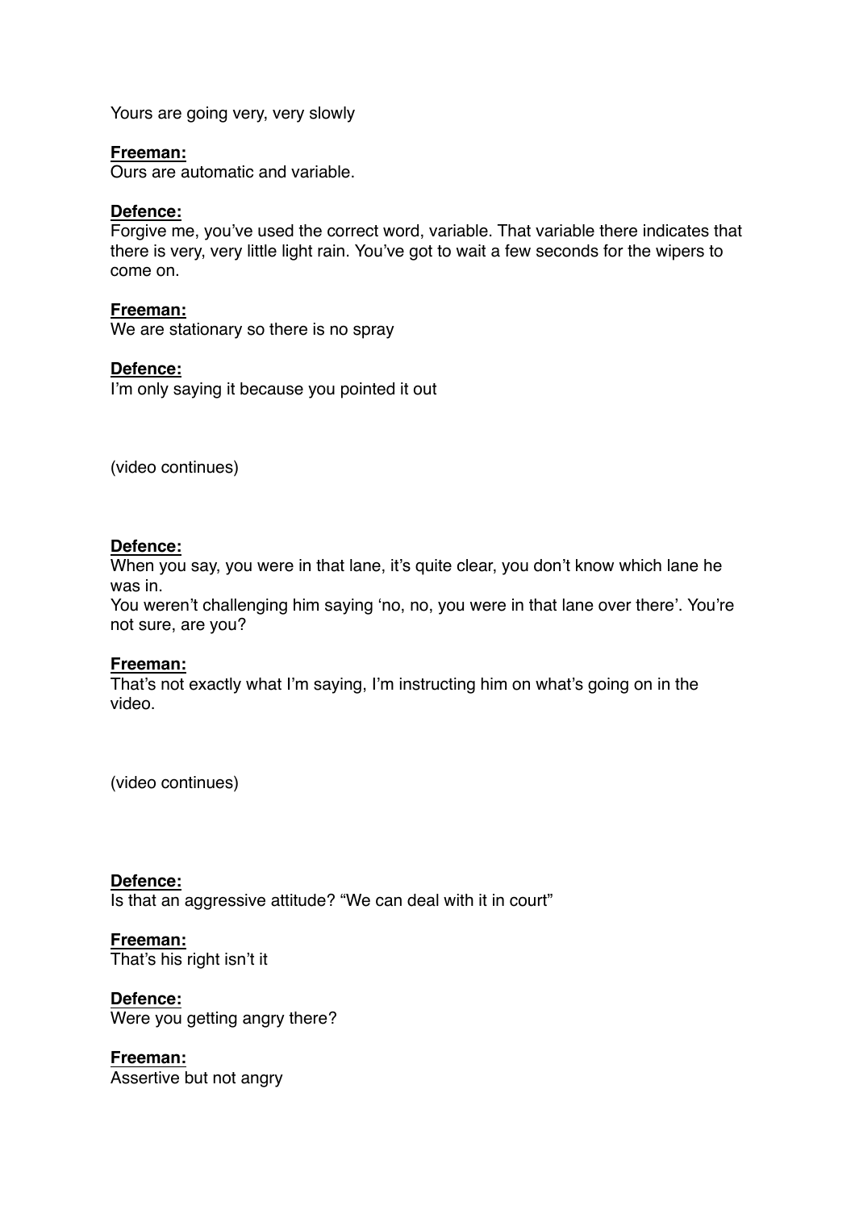Yours are going very, very slowly

**Freeman:**
Ours are automatic and variable.

**Defence:**
Forgive me, you've used the correct word, variable. That variable there indicates that there is very, very little light rain. You've got to wait a few seconds for the wipers to come on.

**Freeman:**
We are stationary so there is no spray

**Defence:**
I'm only saying it because you pointed it out

(video continues)

**Defence:**
When you say, you were in that lane, it's quite clear, you don't know which lane he was in.
You weren't challenging him saying 'no, no, you were in that lane over there'. You're not sure, are you?

**Freeman:**
That's not exactly what I'm saying, I'm instructing him on what's going on in the video.

(video continues)

**Defence:**
Is that an aggressive attitude? "We can deal with it in court"

**Freeman:**
That's his right isn't it

**Defence:**
Were you getting angry there?

**Freeman:**
Assertive but not angry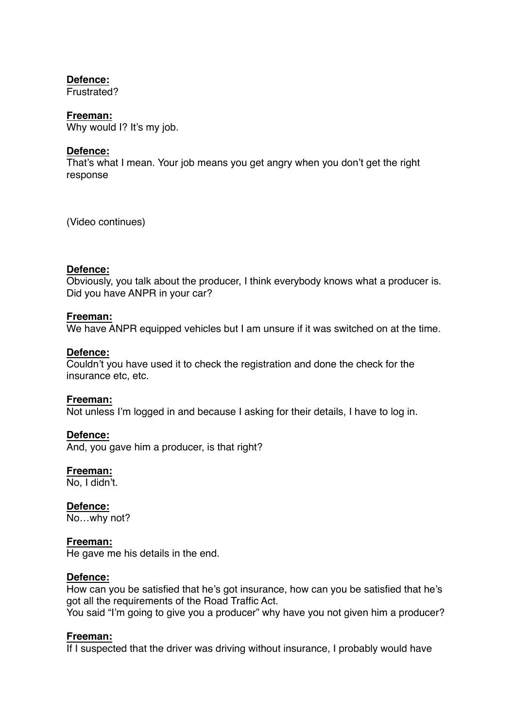**Defence:**
Frustrated?

**Freeman:**
Why would I? It's my job.

**Defence:**
That's what I mean. Your job means you get angry when you don't get the right response

(Video continues)

**Defence:**
Obviously, you talk about the producer, I think everybody knows what a producer is. Did you have ANPR in your car?

**Freeman:**
We have ANPR equipped vehicles but I am unsure if it was switched on at the time.

**Defence:**
Couldn't you have used it to check the registration and done the check for the insurance etc, etc.

**Freeman:**
Not unless I'm logged in and because I asking for their details, I have to log in.

**Defence:**
And, you gave him a producer, is that right?

**Freeman:**
No, I didn't.

**Defence:**
No…why not?

**Freeman:**
He gave me his details in the end.

**Defence:**
How can you be satisfied that he's got insurance, how can you be satisfied that he's got all the requirements of the Road Traffic Act.
You said "I'm going to give you a producer" why have you not given him a producer?

**Freeman:**
If I suspected that the driver was driving without insurance, I probably would have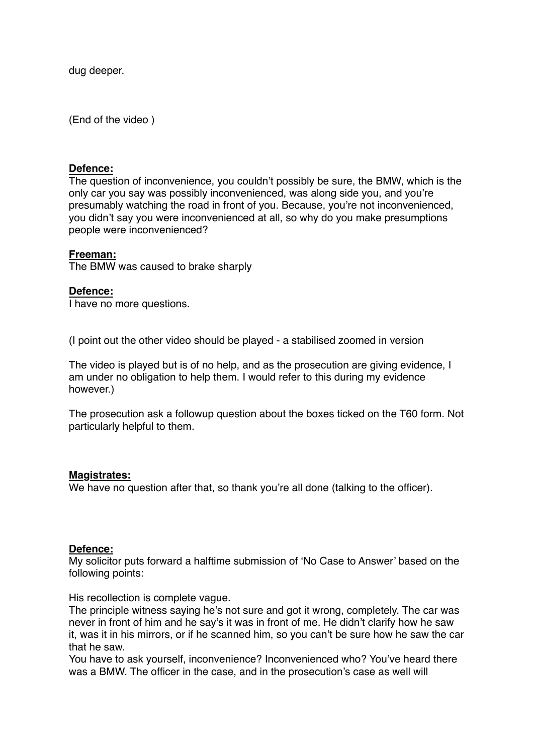dug deeper.

(End of the video )

**Defence:**
The question of inconvenience, you couldn't possibly be sure, the BMW, which is the only car you say was possibly inconvenienced, was along side you, and you're presumably watching the road in front of you. Because, you're not inconvenienced, you didn't say you were inconvenienced at all, so why do you make presumptions people were inconvenienced?

**Freeman:**
The BMW was caused to brake sharply

**Defence:**
I have no more questions.

(I point out the other video should be played - a stabilised zoomed in version

The video is played but is of no help, and as the prosecution are giving evidence, I am under no obligation to help them. I would refer to this during my evidence however.)

The prosecution ask a followup question about the boxes ticked on the T60 form. Not particularly helpful to them.

**Magistrates:**
We have no question after that, so thank you're all done (talking to the officer).

**Defence:**
My solicitor puts forward a halftime submission of 'No Case to Answer' based on the following points:

His recollection is complete vague.
The principle witness saying he's not sure and got it wrong, completely. The car was never in front of him and he say's it was in front of me. He didn't clarify how he saw it, was it in his mirrors, or if he scanned him, so you can't be sure how he saw the car that he saw.
You have to ask yourself, inconvenience? Inconvenienced who? You've heard there was a BMW. The officer in the case, and in the prosecution's case as well will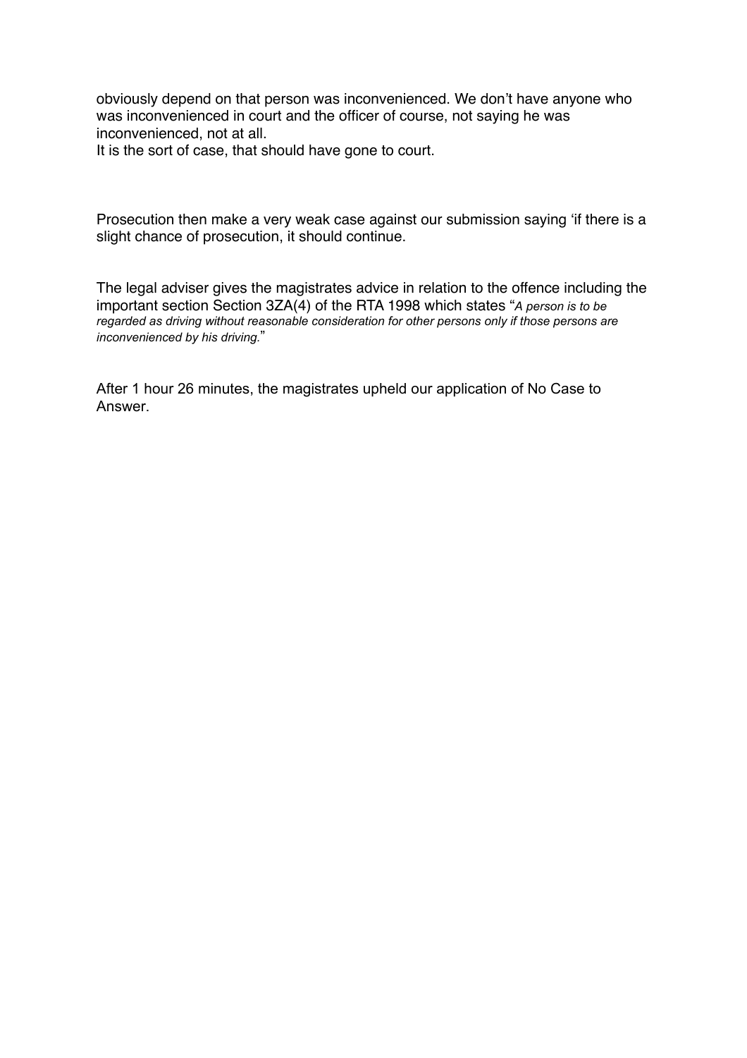obviously depend on that person was inconvenienced. We don't have anyone who was inconvenienced in court and the officer of course, not saying he was inconvenienced, not at all.
It is the sort of case, that should have gone to court.

Prosecution then make a very weak case against our submission saying 'if there is a slight chance of prosecution, it should continue.

The legal adviser gives the magistrates advice in relation to the offence including the important section Section 3ZA(4) of the RTA 1998 which states "*A person is to be regarded as driving without reasonable consideration for other persons only if those persons are inconvenienced by his driving.*"

After 1 hour 26 minutes, the magistrates upheld our application of No Case to Answer.